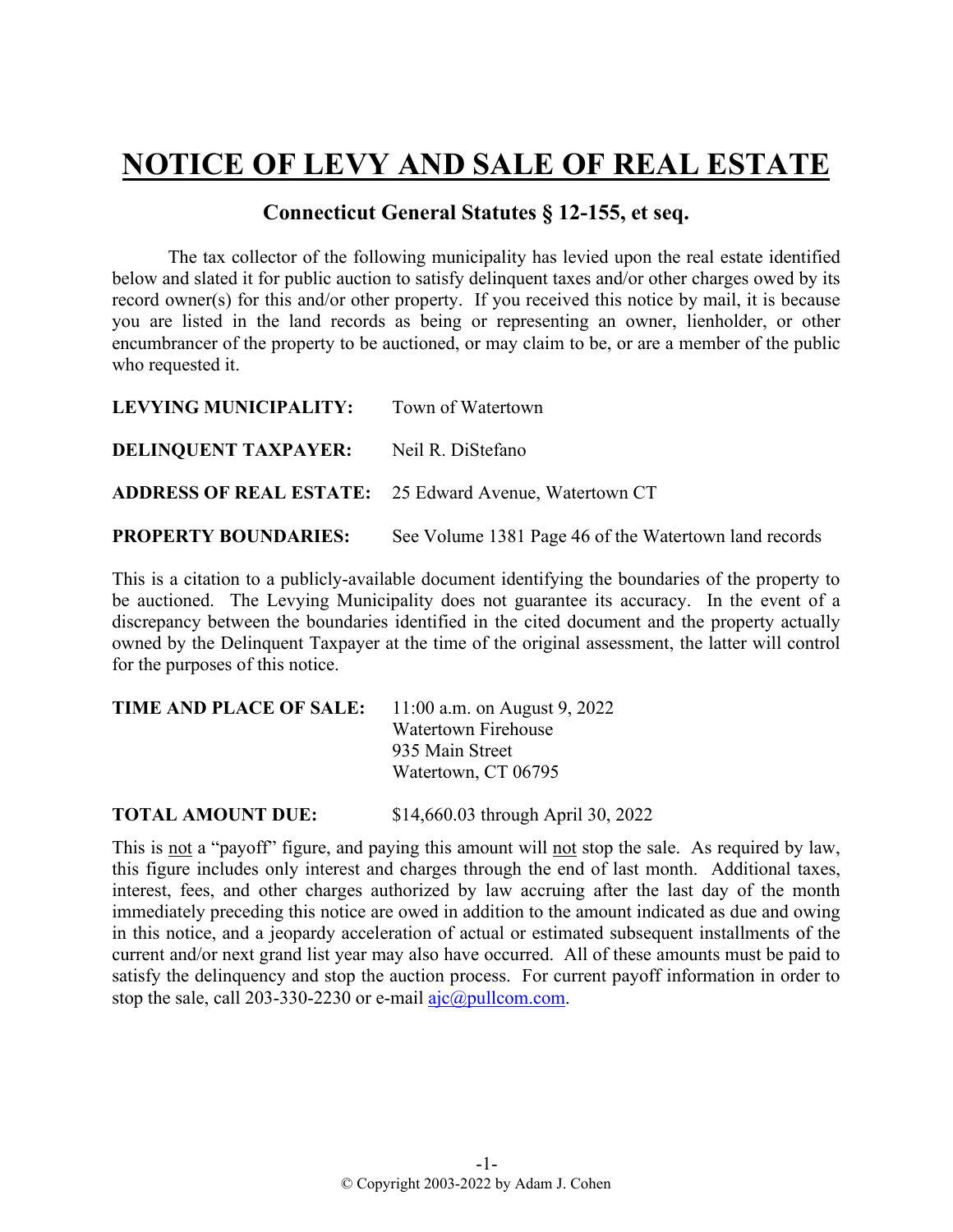# NOTICE OF LEVY AND SALE OF REAL ESTATE

## Connecticut General Statutes § 12-155, et seq.

The tax collector of the following municipality has levied upon the real estate identified below and slated it for public auction to satisfy delinquent taxes and/or other charges owed by its record owner(s) for this and/or other property. If you received this notice by mail, it is because you are listed in the land records as being or representing an owner, lienholder, or other encumbrancer of the property to be auctioned, or may claim to be, or are a member of the public who requested it.

**LEVYING MUNICIPALITY:** Town of Watertown

**DELINQUENT TAXPAYER:** Neil R. DiStefano

**ADDRESS OF REAL ESTATE:** 25 Edward Avenue, Watertown CT

**PROPERTY BOUNDARIES:** See Volume 1381 Page 46 of the Watertown land records

This is a citation to a publicly-available document identifying the boundaries of the property to be auctioned. The Levying Municipality does not guarantee its accuracy. In the event of a discrepancy between the boundaries identified in the cited document and the property actually owned by the Delinquent Taxpayer at the time of the original assessment, the latter will control for the purposes of this notice.

**TIME AND PLACE OF SALE:** 11:00 a.m. on August 9, 2022
Watertown Firehouse
935 Main Street
Watertown, CT 06795

**TOTAL AMOUNT DUE:** $14,660.03 through April 30, 2022

This is not a "payoff" figure, and paying this amount will not stop the sale. As required by law, this figure includes only interest and charges through the end of last month. Additional taxes, interest, fees, and other charges authorized by law accruing after the last day of the month immediately preceding this notice are owed in addition to the amount indicated as due and owing in this notice, and a jeopardy acceleration of actual or estimated subsequent installments of the current and/or next grand list year may also have occurred. All of these amounts must be paid to satisfy the delinquency and stop the auction process. For current payoff information in order to stop the sale, call 203-330-2230 or e-mail ajc@pullcom.com.

© Copyright 2003-2022 by Adam J. Cohen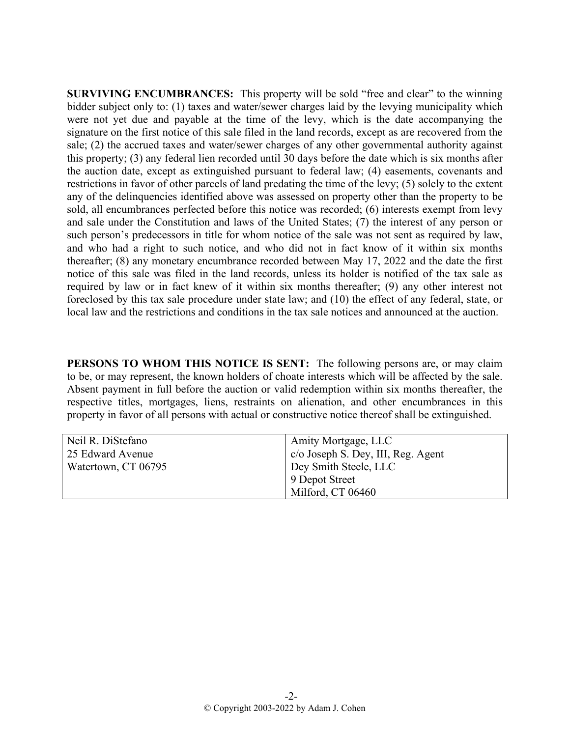**SURVIVING ENCUMBRANCES:** This property will be sold "free and clear" to the winning bidder subject only to: (1) taxes and water/sewer charges laid by the levying municipality which were not yet due and payable at the time of the levy, which is the date accompanying the signature on the first notice of this sale filed in the land records, except as are recovered from the sale; (2) the accrued taxes and water/sewer charges of any other governmental authority against this property; (3) any federal lien recorded until 30 days before the date which is six months after the auction date, except as extinguished pursuant to federal law; (4) easements, covenants and restrictions in favor of other parcels of land predating the time of the levy; (5) solely to the extent any of the delinquencies identified above was assessed on property other than the property to be sold, all encumbrances perfected before this notice was recorded; (6) interests exempt from levy and sale under the Constitution and laws of the United States; (7) the interest of any person or such person's predecessors in title for whom notice of the sale was not sent as required by law, and who had a right to such notice, and who did not in fact know of it within six months thereafter; (8) any monetary encumbrance recorded between May 17, 2022 and the date the first notice of this sale was filed in the land records, unless its holder is notified of the tax sale as required by law or in fact knew of it within six months thereafter; (9) any other interest not foreclosed by this tax sale procedure under state law; and (10) the effect of any federal, state, or local law and the restrictions and conditions in the tax sale notices and announced at the auction.

**PERSONS TO WHOM THIS NOTICE IS SENT:** The following persons are, or may claim to be, or may represent, the known holders of choate interests which will be affected by the sale. Absent payment in full before the auction or valid redemption within six months thereafter, the respective titles, mortgages, liens, restraints on alienation, and other encumbrances in this property in favor of all persons with actual or constructive notice thereof shall be extinguished.

| | |
|---|---|
| Neil R. DiStefano<br>25 Edward Avenue<br>Watertown, CT 06795 | Amity Mortgage, LLC<br>c/o Joseph S. Dey, III, Reg. Agent<br>Dey Smith Steele, LLC<br>9 Depot Street<br>Milford, CT 06460 |

© Copyright 2003-2022 by Adam J. Cohen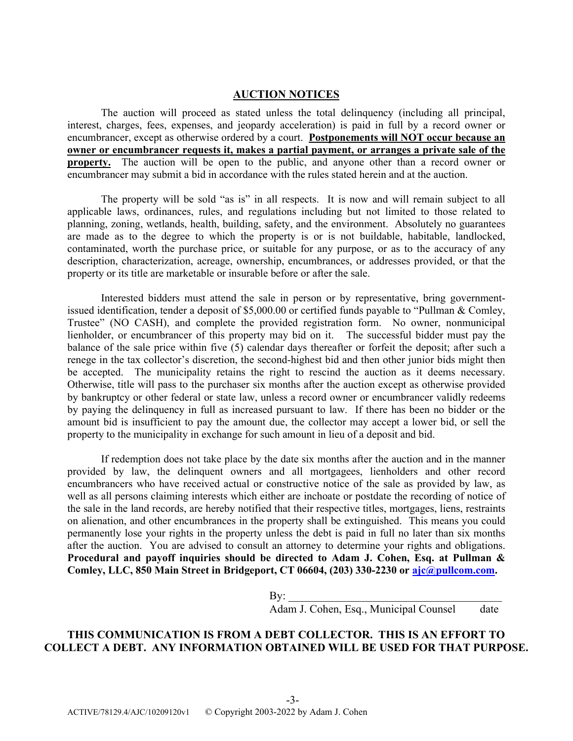## AUCTION NOTICES

The auction will proceed as stated unless the total delinquency (including all principal, interest, charges, fees, expenses, and jeopardy acceleration) is paid in full by a record owner or encumbrancer, except as otherwise ordered by a court. **Postponements will NOT occur because an owner or encumbrancer requests it, makes a partial payment, or arranges a private sale of the property.** The auction will be open to the public, and anyone other than a record owner or encumbrancer may submit a bid in accordance with the rules stated herein and at the auction.

The property will be sold "as is" in all respects. It is now and will remain subject to all applicable laws, ordinances, rules, and regulations including but not limited to those related to planning, zoning, wetlands, health, building, safety, and the environment. Absolutely no guarantees are made as to the degree to which the property is or is not buildable, habitable, landlocked, contaminated, worth the purchase price, or suitable for any purpose, or as to the accuracy of any description, characterization, acreage, ownership, encumbrances, or addresses provided, or that the property or its title are marketable or insurable before or after the sale.

Interested bidders must attend the sale in person or by representative, bring government-issued identification, tender a deposit of $5,000.00 or certified funds payable to "Pullman & Comley, Trustee" (NO CASH), and complete the provided registration form. No owner, nonmunicipal lienholder, or encumbrancer of this property may bid on it. The successful bidder must pay the balance of the sale price within five (5) calendar days thereafter or forfeit the deposit; after such a renege in the tax collector's discretion, the second-highest bid and then other junior bids might then be accepted. The municipality retains the right to rescind the auction as it deems necessary. Otherwise, title will pass to the purchaser six months after the auction except as otherwise provided by bankruptcy or other federal or state law, unless a record owner or encumbrancer validly redeems by paying the delinquency in full as increased pursuant to law. If there has been no bidder or the amount bid is insufficient to pay the amount due, the collector may accept a lower bid, or sell the property to the municipality in exchange for such amount in lieu of a deposit and bid.

If redemption does not take place by the date six months after the auction and in the manner provided by law, the delinquent owners and all mortgagees, lienholders and other record encumbrancers who have received actual or constructive notice of the sale as provided by law, as well as all persons claiming interests which either are inchoate or postdate the recording of notice of the sale in the land records, are hereby notified that their respective titles, mortgages, liens, restraints on alienation, and other encumbrances in the property shall be extinguished. This means you could permanently lose your rights in the property unless the debt is paid in full no later than six months after the auction. You are advised to consult an attorney to determine your rights and obligations. **Procedural and payoff inquiries should be directed to Adam J. Cohen, Esq. at Pullman & Comley, LLC, 850 Main Street in Bridgeport, CT 06604, (203) 330-2230 or ajc@pullcom.com.**

By: ____________________________________

Adam J. Cohen, Esq., Municipal Counsel date

**THIS COMMUNICATION IS FROM A DEBT COLLECTOR. THIS IS AN EFFORT TO COLLECT A DEBT. ANY INFORMATION OBTAINED WILL BE USED FOR THAT PURPOSE.**

ACTIVE/78129.4/AJC/10209120v1 © Copyright 2003-2022 by Adam J. Cohen